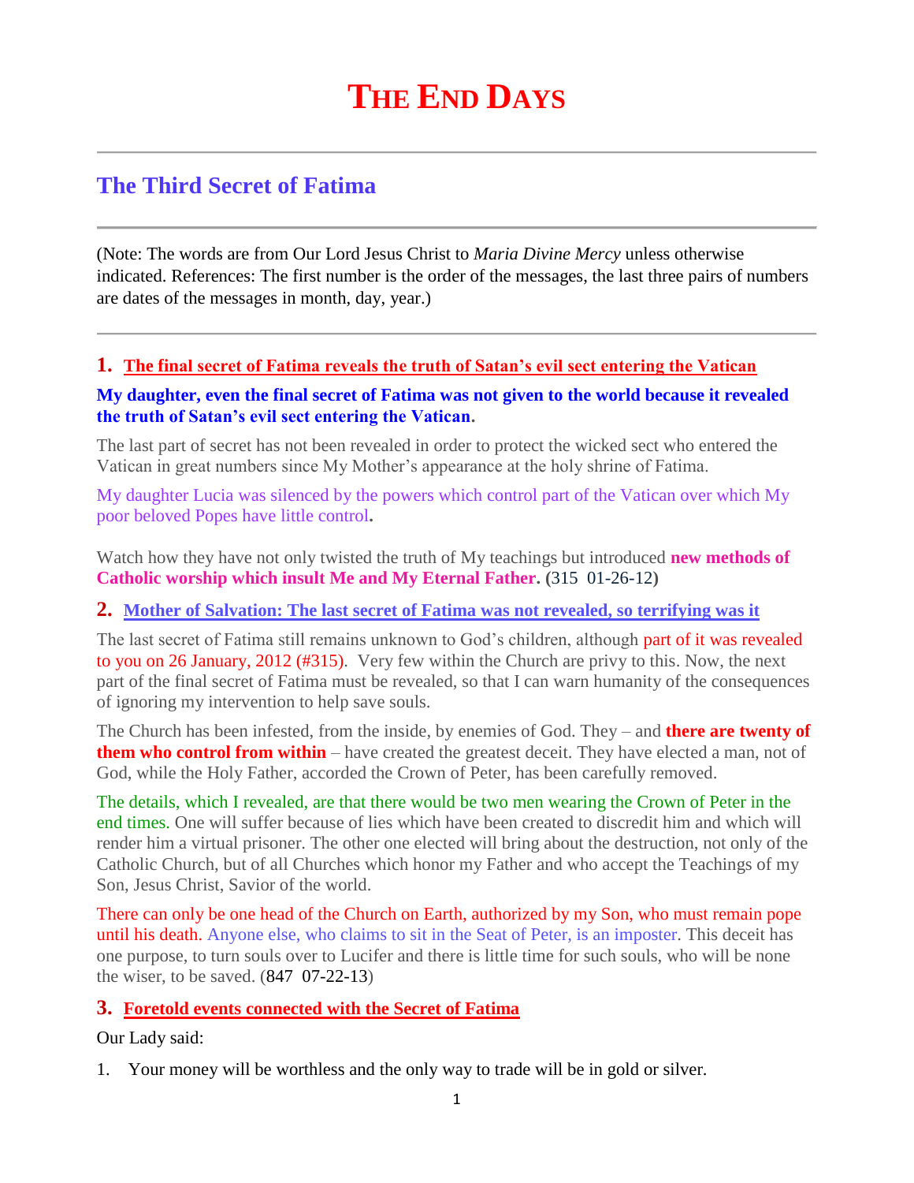# The End Days

## The Third Secret of Fatima

(Note: The words are from Our Lord Jesus Christ to *Maria Divine Mercy* unless otherwise indicated. References: The first number is the order of the messages, the last three pairs of numbers are dates of the messages in month, day, year.)

### 1. The final secret of Fatima reveals the truth of Satan's evil sect entering the Vatican

**My daughter, even the final secret of Fatima was not given to the world because it revealed the truth of Satan's evil sect entering the Vatican.**

The last part of secret has not been revealed in order to protect the wicked sect who entered the Vatican in great numbers since My Mother's appearance at the holy shrine of Fatima.

My daughter Lucia was silenced by the powers which control part of the Vatican over which My poor beloved Popes have little control**.**

Watch how they have not only twisted the truth of My teachings but introduced **new methods of Catholic worship which insult Me and My Eternal Father. (**315 01-26-12**)**

### 2. Mother of Salvation: The last secret of Fatima was not revealed, so terrifying was it

The last secret of Fatima still remains unknown to God's children, although part of it was revealed to you on 26 January, 2012 (#315). Very few within the Church are privy to this. Now, the next part of the final secret of Fatima must be revealed, so that I can warn humanity of the consequences of ignoring my intervention to help save souls.

The Church has been infested, from the inside, by enemies of God. They – and **there are twenty of them who control from within** – have created the greatest deceit. They have elected a man, not of God, while the Holy Father, accorded the Crown of Peter, has been carefully removed.

The details, which I revealed, are that there would be two men wearing the Crown of Peter in the end times. One will suffer because of lies which have been created to discredit him and which will render him a virtual prisoner. The other one elected will bring about the destruction, not only of the Catholic Church, but of all Churches which honor my Father and who accept the Teachings of my Son, Jesus Christ, Savior of the world.

There can only be one head of the Church on Earth, authorized by my Son, who must remain pope until his death. Anyone else, who claims to sit in the Seat of Peter, is an imposter. This deceit has one purpose, to turn souls over to Lucifer and there is little time for such souls, who will be none the wiser, to be saved. (847 07-22-13)

### 3. Foretold events connected with the Secret of Fatima

Our Lady said:

1. Your money will be worthless and the only way to trade will be in gold or silver.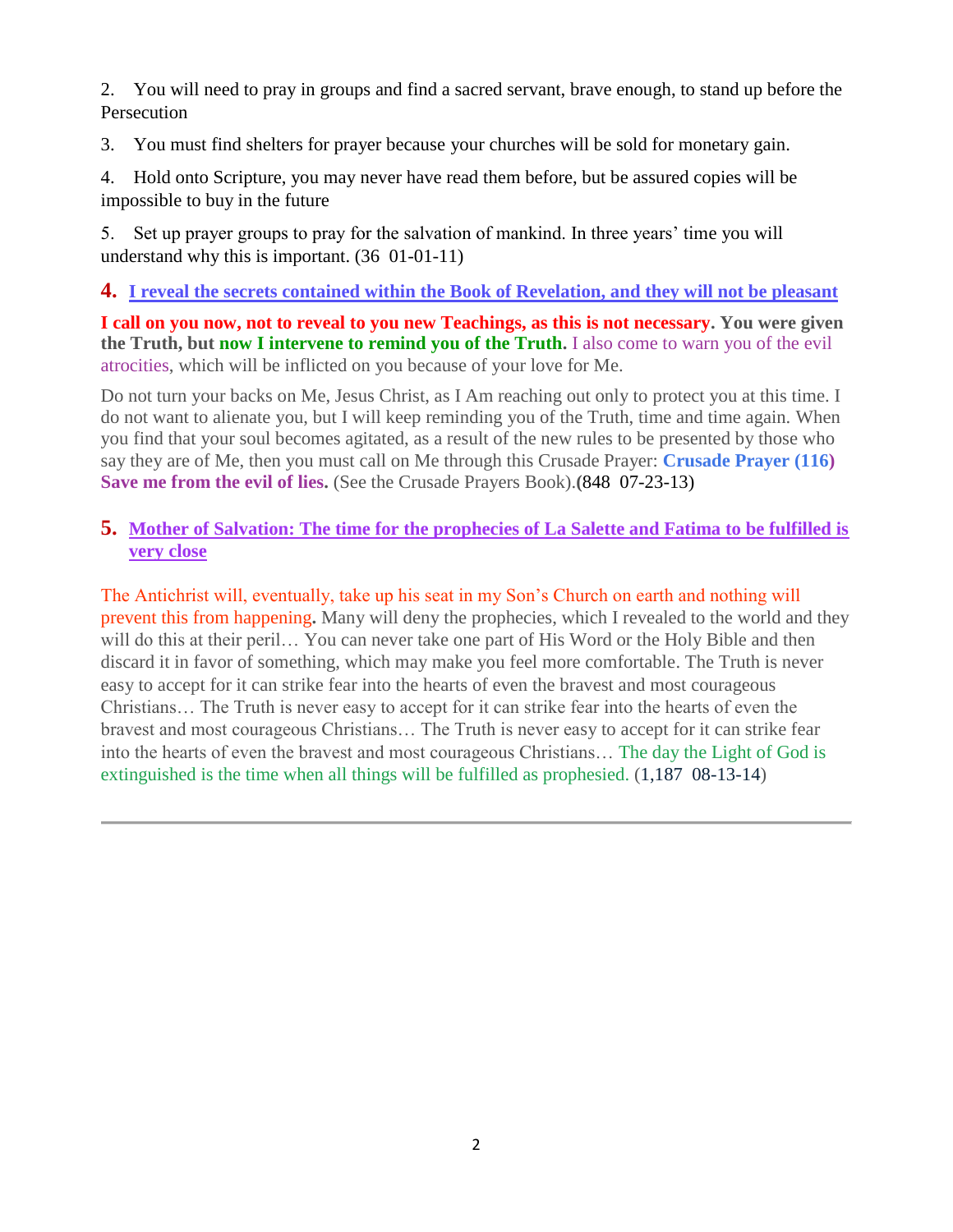2. You will need to pray in groups and find a sacred servant, brave enough, to stand up before the Persecution

3. You must find shelters for prayer because your churches will be sold for monetary gain.

4. Hold onto Scripture, you may never have read them before, but be assured copies will be impossible to buy in the future

5. Set up prayer groups to pray for the salvation of mankind. In three years' time you will understand why this is important. (36 01-01-11)

## 4. I reveal the secrets contained within the Book of Revelation, and they will not be pleasant

**I call on you now, not to reveal to you new Teachings, as this is not necessary. You were given the Truth, but now I intervene to remind you of the Truth.** I also come to warn you of the evil atrocities, which will be inflicted on you because of your love for Me.

Do not turn your backs on Me, Jesus Christ, as I Am reaching out only to protect you at this time. I do not want to alienate you, but I will keep reminding you of the Truth, time and time again. When you find that your soul becomes agitated, as a result of the new rules to be presented by those who say they are of Me, then you must call on Me through this Crusade Prayer: **Crusade Prayer (116) Save me from the evil of lies.** (See the Crusade Prayers Book).**(**848 07-23-13)

## 5. Mother of Salvation: The time for the prophecies of La Salette and Fatima to be fulfilled is very close

The Antichrist will, eventually, take up his seat in my Son's Church on earth and nothing will prevent this from happening**.** Many will deny the prophecies, which I revealed to the world and they will do this at their peril… You can never take one part of His Word or the Holy Bible and then discard it in favor of something, which may make you feel more comfortable. The Truth is never easy to accept for it can strike fear into the hearts of even the bravest and most courageous Christians… The Truth is never easy to accept for it can strike fear into the hearts of even the bravest and most courageous Christians… The Truth is never easy to accept for it can strike fear into the hearts of even the bravest and most courageous Christians… The day the Light of God is extinguished is the time when all things will be fulfilled as prophesied. (1,187 08-13-14)

---